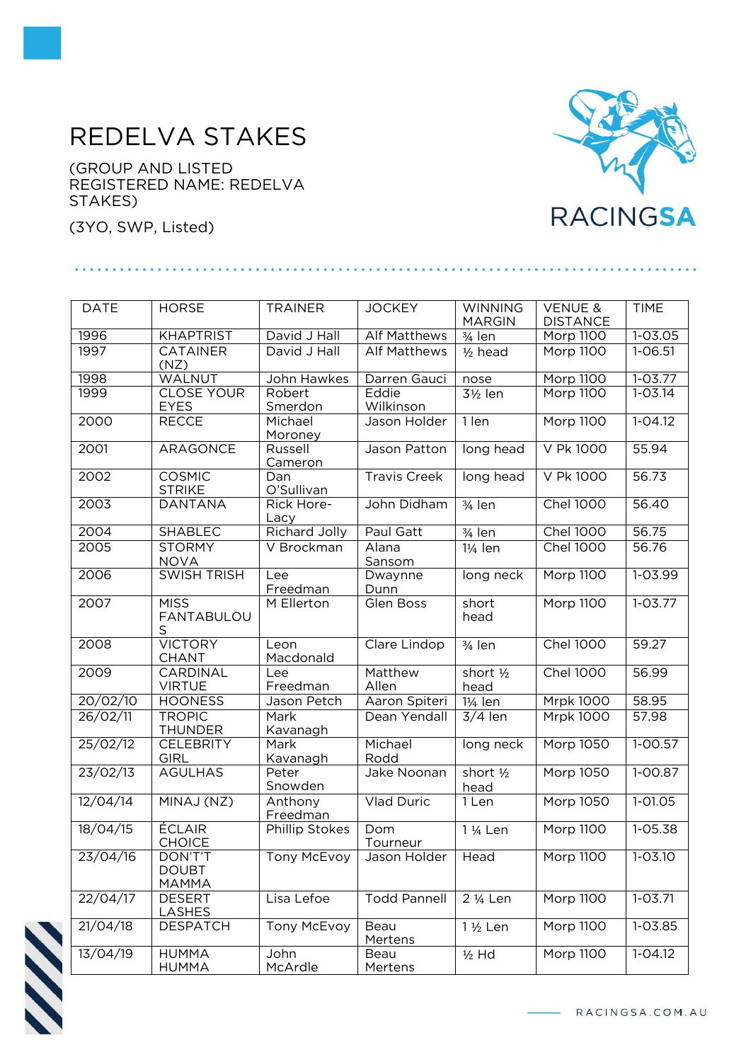# REDELVA STAKES

(GROUP AND LISTED REGISTERED NAME: REDELVA STAKES)

(3YO, SWP, Listed)

| DATE | HORSE | TRAINER | JOCKEY | WINNING MARGIN | VENUE & DISTANCE | TIME |
|---|---|---|---|---|---|---|
| 1996 | KHAPTRIST | David J Hall | Alf Matthews | ¾ len | Morp 1100 | 1-03.05 |
| 1997 | CATAINER (NZ) | David J Hall | Alf Matthews | ½ head | Morp 1100 | 1-06.51 |
| 1998 | WALNUT | John Hawkes | Darren Gauci | nose | Morp 1100 | 1-03.77 |
| 1999 | CLOSE YOUR EYES | Robert Smerdon | Eddie Wilkinson | 3½ len | Morp 1100 | 1-03.14 |
| 2000 | RECCE | Michael Moroney | Jason Holder | 1 len | Morp 1100 | 1-04.12 |
| 2001 | ARAGONCE | Russell Cameron | Jason Patton | long head | V Pk 1000 | 55.94 |
| 2002 | COSMIC STRIKE | Dan O'Sullivan | Travis Creek | long head | V Pk 1000 | 56.73 |
| 2003 | DANTANA | Rick Hore-Lacy | John Didham | ¾ len | Chel 1000 | 56.40 |
| 2004 | SHABLEC | Richard Jolly | Paul Gatt | ¾ len | Chel 1000 | 56.75 |
| 2005 | STORMY NOVA | V Brockman | Alana Sansom | 1¼ len | Chel 1000 | 56.76 |
| 2006 | SWISH TRISH | Lee Freedman | Dwayne Dunn | long neck | Morp 1100 | 1-03.99 |
| 2007 | MISS FANTABULOUS | M Ellerton | Glen Boss | short head | Morp 1100 | 1-03.77 |
| 2008 | VICTORY CHANT | Leon Macdonald | Clare Lindop | ¾ len | Chel 1000 | 59.27 |
| 2009 | CARDINAL VIRTUE | Lee Freedman | Matthew Allen | short ½ head | Chel 1000 | 56.99 |
| 20/02/10 | HOONESS | Jason Petch | Aaron Spiteri | 1¼ len | Mrpk 1000 | 58.95 |
| 26/02/11 | TROPIC THUNDER | Mark Kavanagh | Dean Yendall | 3/4 len | Mrpk 1000 | 57.98 |
| 25/02/12 | CELEBRITY GIRL | Mark Kavanagh | Michael Rodd | long neck | Morp 1050 | 1-00.57 |
| 23/02/13 | AGULHAS | Peter Snowden | Jake Noonan | short ½ head | Morp 1050 | 1-00.87 |
| 12/04/14 | MINAJ (NZ) | Anthony Freedman | Vlad Duric | 1 Len | Morp 1050 | 1-01.05 |
| 18/04/15 | ÉCLAIR CHOICE | Phillip Stokes | Dom Tourneur | 1 ¼ Len | Morp 1100 | 1-05.38 |
| 23/04/16 | DON'T'T DOUBT MAMMA | Tony McEvoy | Jason Holder | Head | Morp 1100 | 1-03.10 |
| 22/04/17 | DESERT LASHES | Lisa Lefoe | Todd Pannell | 2 ¼ Len | Morp 1100 | 1-03.71 |
| 21/04/18 | DESPATCH | Tony McEvoy | Beau Mertens | 1 ½ Len | Morp 1100 | 1-03.85 |
| 13/04/19 | HUMMA HUMMA | John McArdle | Beau Mertens | ½ Hd | Morp 1100 | 1-04.12 |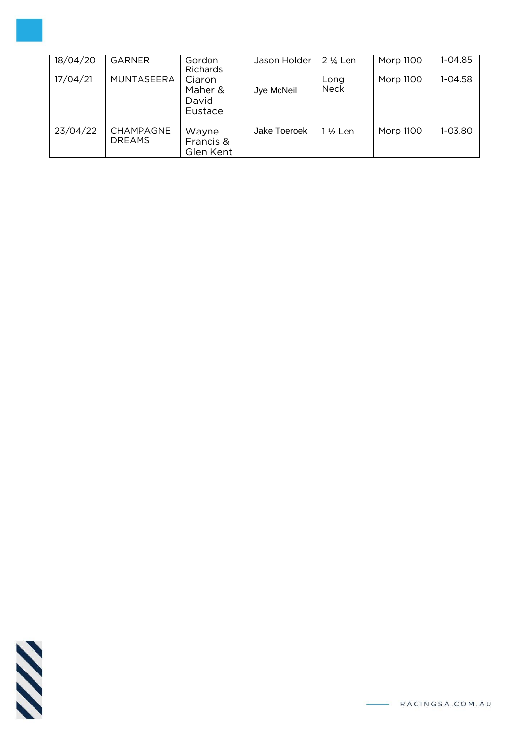| | | | | | | |
|---|---|---|---|---|---|---|
| 18/04/20 | GARNER | Gordon Richards | Jason Holder | 2 ¼ Len | Morp 1100 | 1-04.85 |
| 17/04/21 | MUNTASEERA | Ciaron Maher & David Eustace | Jye McNeil | Long Neck | Morp 1100 | 1-04.58 |
| 23/04/22 | CHAMPAGNE DREAMS | Wayne Francis & Glen Kent | Jake Toeroek | 1 ½ Len | Morp 1100 | 1-03.80 |